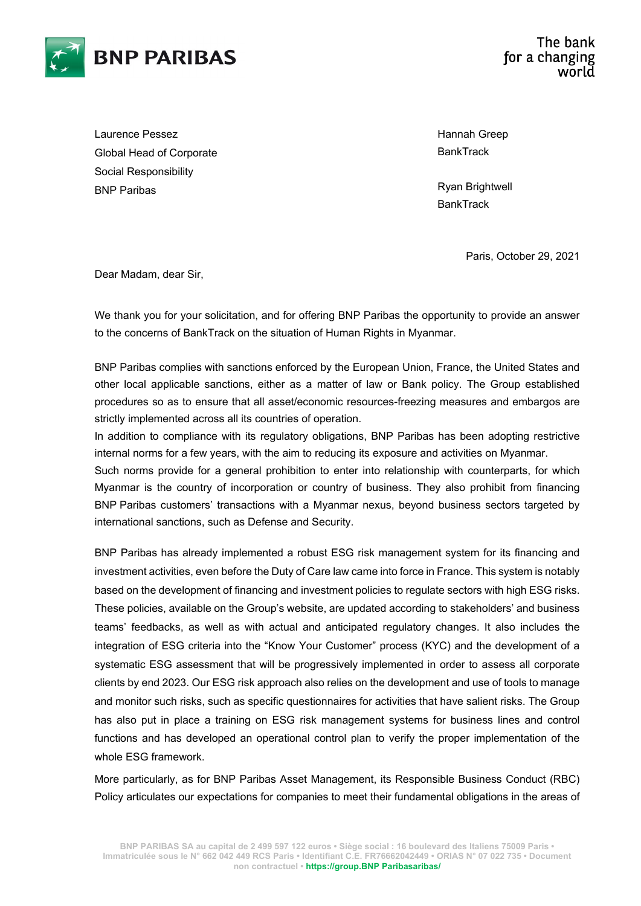BNP PARIBAS

The bank
for a changing
world

Laurence Pessez
Global Head of Corporate
Social Responsibility
BNP Paribas

Hannah Greep
BankTrack

Ryan Brightwell
BankTrack

Paris, October 29, 2021

Dear Madam, dear Sir,

We thank you for your solicitation, and for offering BNP Paribas the opportunity to provide an answer to the concerns of BankTrack on the situation of Human Rights in Myanmar.

BNP Paribas complies with sanctions enforced by the European Union, France, the United States and other local applicable sanctions, either as a matter of law or Bank policy. The Group established procedures so as to ensure that all asset/economic resources-freezing measures and embargos are strictly implemented across all its countries of operation.

In addition to compliance with its regulatory obligations, BNP Paribas has been adopting restrictive internal norms for a few years, with the aim to reducing its exposure and activities on Myanmar.

Such norms provide for a general prohibition to enter into relationship with counterparts, for which Myanmar is the country of incorporation or country of business. They also prohibit from financing BNP Paribas customers' transactions with a Myanmar nexus, beyond business sectors targeted by international sanctions, such as Defense and Security.

BNP Paribas has already implemented a robust ESG risk management system for its financing and investment activities, even before the Duty of Care law came into force in France. This system is notably based on the development of financing and investment policies to regulate sectors with high ESG risks. These policies, available on the Group's website, are updated according to stakeholders' and business teams' feedbacks, as well as with actual and anticipated regulatory changes. It also includes the integration of ESG criteria into the "Know Your Customer" process (KYC) and the development of a systematic ESG assessment that will be progressively implemented in order to assess all corporate clients by end 2023. Our ESG risk approach also relies on the development and use of tools to manage and monitor such risks, such as specific questionnaires for activities that have salient risks. The Group has also put in place a training on ESG risk management systems for business lines and control functions and has developed an operational control plan to verify the proper implementation of the whole ESG framework.

More particularly, as for BNP Paribas Asset Management, its Responsible Business Conduct (RBC) Policy articulates our expectations for companies to meet their fundamental obligations in the areas of

BNP PARIBAS SA au capital de 2 499 597 122 euros • Siège social : 16 boulevard des Italiens 75009 Paris • Immatriculée sous le N° 662 042 449 RCS Paris • Identifiant C.E. FR76662042449 • ORIAS N° 07 022 735 • Document non contractuel • https://group.BNP Paribasaribas/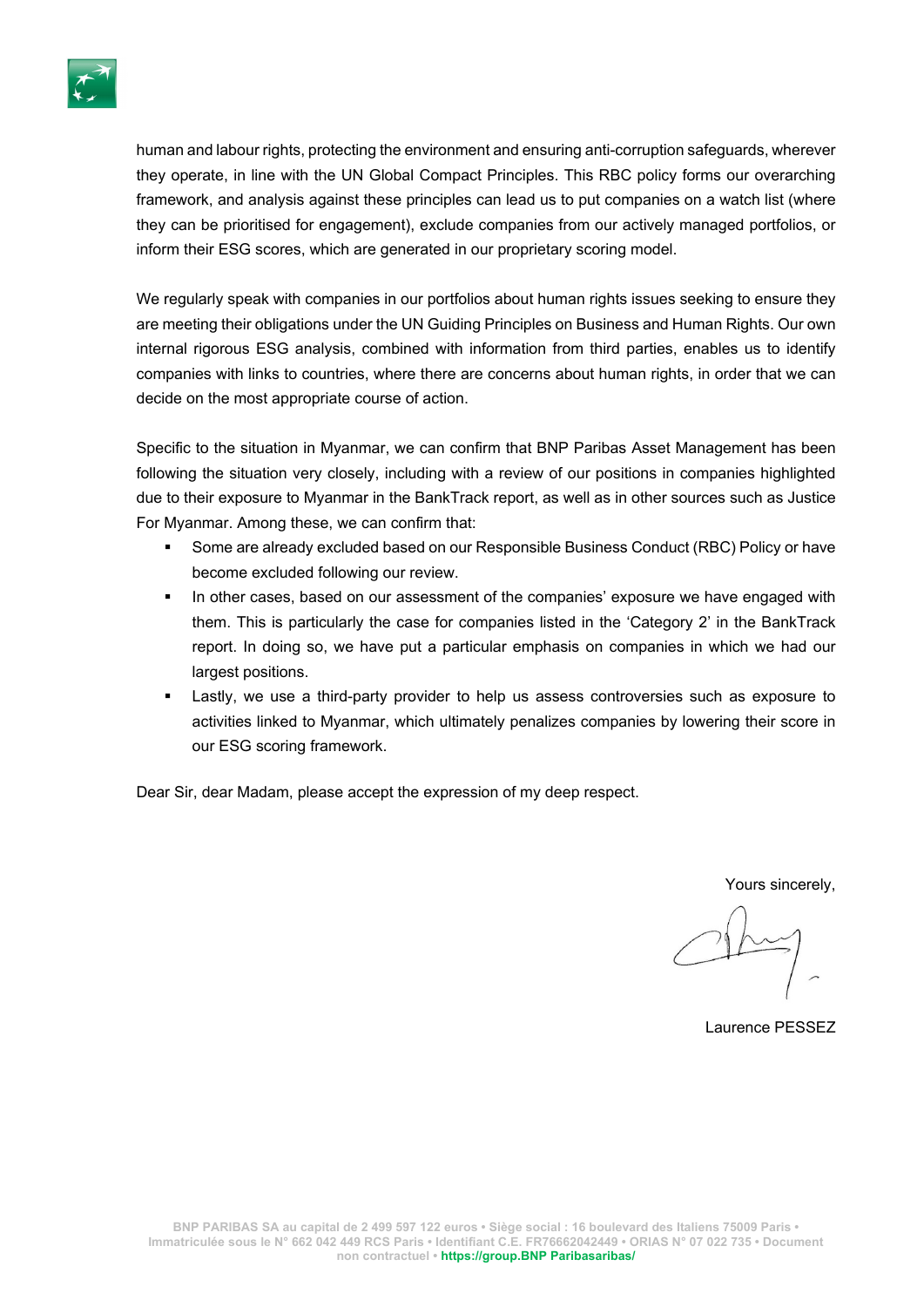human and labour rights, protecting the environment and ensuring anti-corruption safeguards, wherever they operate, in line with the UN Global Compact Principles. This RBC policy forms our overarching framework, and analysis against these principles can lead us to put companies on a watch list (where they can be prioritised for engagement), exclude companies from our actively managed portfolios, or inform their ESG scores, which are generated in our proprietary scoring model.

We regularly speak with companies in our portfolios about human rights issues seeking to ensure they are meeting their obligations under the UN Guiding Principles on Business and Human Rights. Our own internal rigorous ESG analysis, combined with information from third parties, enables us to identify companies with links to countries, where there are concerns about human rights, in order that we can decide on the most appropriate course of action.

Specific to the situation in Myanmar, we can confirm that BNP Paribas Asset Management has been following the situation very closely, including with a review of our positions in companies highlighted due to their exposure to Myanmar in the BankTrack report, as well as in other sources such as Justice For Myanmar. Among these, we can confirm that:

- Some are already excluded based on our Responsible Business Conduct (RBC) Policy or have become excluded following our review.
- In other cases, based on our assessment of the companies' exposure we have engaged with them. This is particularly the case for companies listed in the 'Category 2' in the BankTrack report. In doing so, we have put a particular emphasis on companies in which we had our largest positions.
- Lastly, we use a third-party provider to help us assess controversies such as exposure to activities linked to Myanmar, which ultimately penalizes companies by lowering their score in our ESG scoring framework.

Dear Sir, dear Madam, please accept the expression of my deep respect.

Yours sincerely,

Laurence PESSEZ